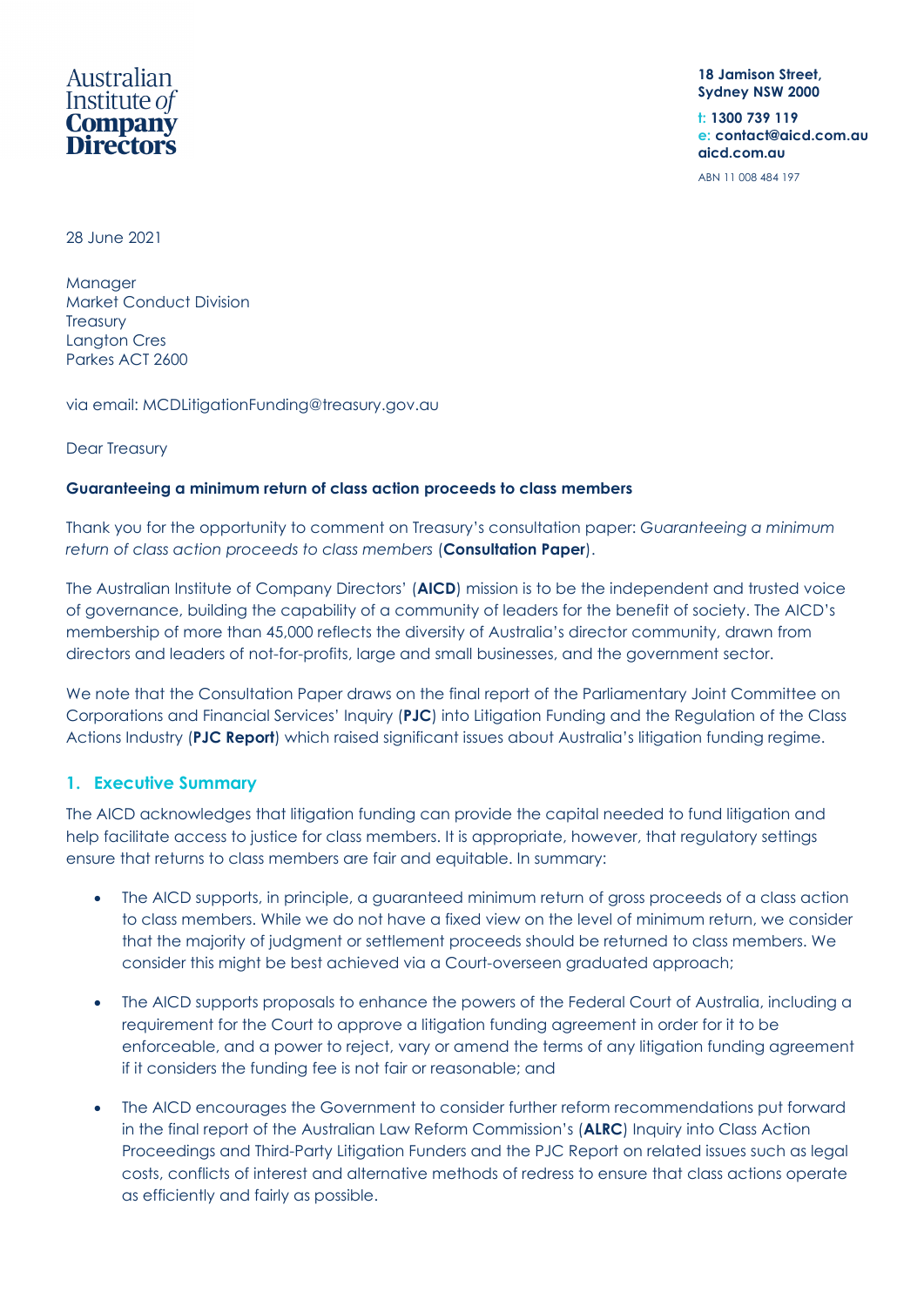Australian Institute *of* **Company Directors**

**18 Jamison Street,**
**Sydney NSW 2000**

t: **1300 739 119**
e: **contact@aicd.com.au**
**aicd.com.au**

ABN 11 008 484 197

28 June 2021

Manager
Market Conduct Division
Treasury
Langton Cres
Parkes ACT 2600

via email: MCDLitigationFunding@treasury.gov.au

Dear Treasury

**Guaranteeing a minimum return of class action proceeds to class members**

Thank you for the opportunity to comment on Treasury's consultation paper: *Guaranteeing a minimum return of class action proceeds to class members* (**Consultation Paper**).

The Australian Institute of Company Directors' (**AICD**) mission is to be the independent and trusted voice of governance, building the capability of a community of leaders for the benefit of society. The AICD's membership of more than 45,000 reflects the diversity of Australia's director community, drawn from directors and leaders of not-for-profits, large and small businesses, and the government sector.

We note that the Consultation Paper draws on the final report of the Parliamentary Joint Committee on Corporations and Financial Services' Inquiry (**PJC**) into Litigation Funding and the Regulation of the Class Actions Industry (**PJC Report**) which raised significant issues about Australia's litigation funding regime.

## 1. Executive Summary

The AICD acknowledges that litigation funding can provide the capital needed to fund litigation and help facilitate access to justice for class members. It is appropriate, however, that regulatory settings ensure that returns to class members are fair and equitable. In summary:

- The AICD supports, in principle, a guaranteed minimum return of gross proceeds of a class action to class members. While we do not have a fixed view on the level of minimum return, we consider that the majority of judgment or settlement proceeds should be returned to class members. We consider this might be best achieved via a Court-overseen graduated approach;
- The AICD supports proposals to enhance the powers of the Federal Court of Australia, including a requirement for the Court to approve a litigation funding agreement in order for it to be enforceable, and a power to reject, vary or amend the terms of any litigation funding agreement if it considers the funding fee is not fair or reasonable; and
- The AICD encourages the Government to consider further reform recommendations put forward in the final report of the Australian Law Reform Commission's (**ALRC**) Inquiry into Class Action Proceedings and Third-Party Litigation Funders and the PJC Report on related issues such as legal costs, conflicts of interest and alternative methods of redress to ensure that class actions operate as efficiently and fairly as possible.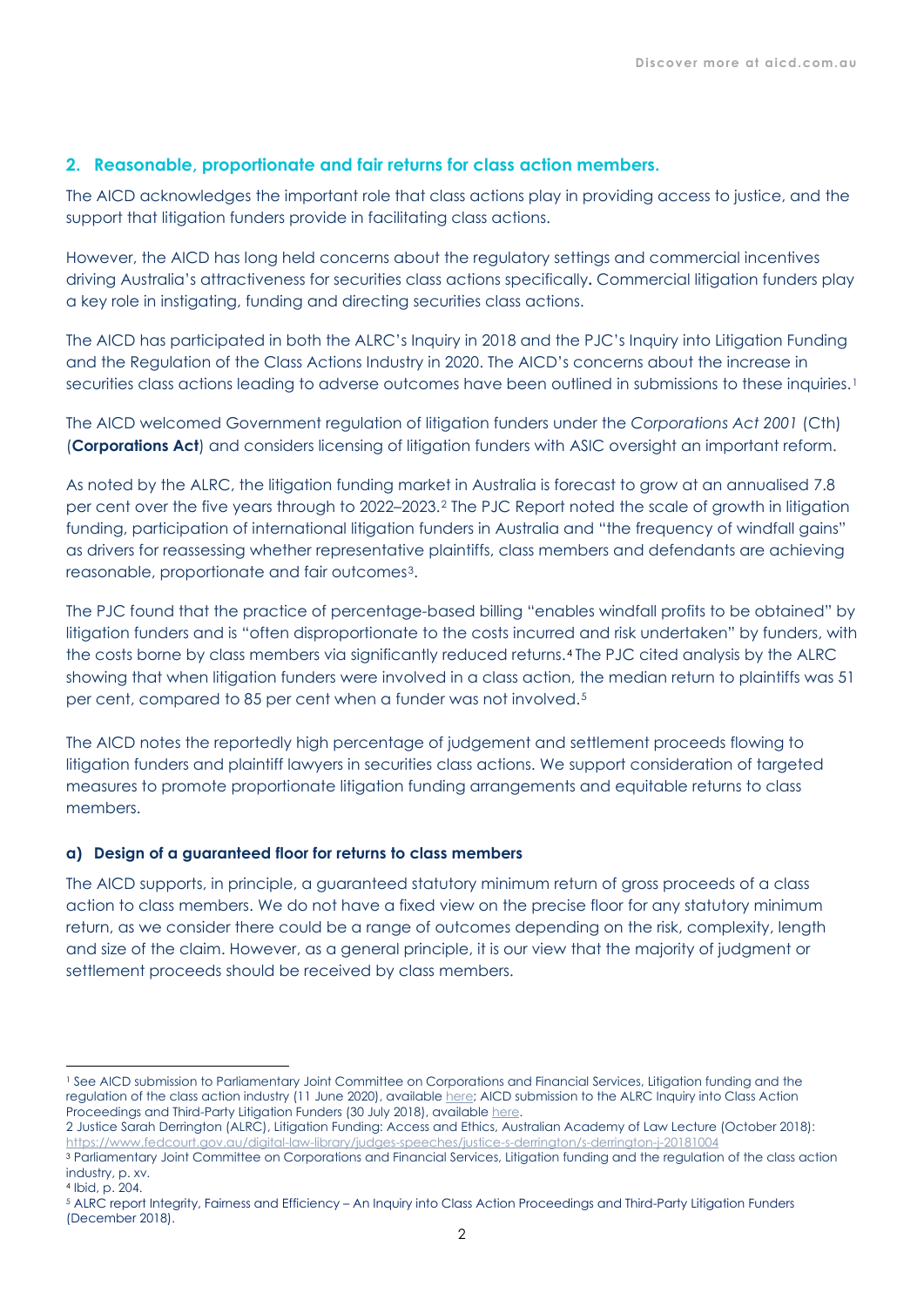## 2. Reasonable, proportionate and fair returns for class action members.

The AICD acknowledges the important role that class actions play in providing access to justice, and the support that litigation funders provide in facilitating class actions.

However, the AICD has long held concerns about the regulatory settings and commercial incentives driving Australia's attractiveness for securities class actions specifically**.** Commercial litigation funders play a key role in instigating, funding and directing securities class actions.

The AICD has participated in both the ALRC's Inquiry in 2018 and the PJC's Inquiry into Litigation Funding and the Regulation of the Class Actions Industry in 2020. The AICD's concerns about the increase in securities class actions leading to adverse outcomes have been outlined in submissions to these inquiries.[1]

The AICD welcomed Government regulation of litigation funders under the *Corporations Act 2001* (Cth) (**Corporations Act**) and considers licensing of litigation funders with ASIC oversight an important reform.

As noted by the ALRC, the litigation funding market in Australia is forecast to grow at an annualised 7.8 per cent over the five years through to 2022–2023.[2] The PJC Report noted the scale of growth in litigation funding, participation of international litigation funders in Australia and "the frequency of windfall gains" as drivers for reassessing whether representative plaintiffs, class members and defendants are achieving reasonable, proportionate and fair outcomes[3].

The PJC found that the practice of percentage-based billing "enables windfall profits to be obtained" by litigation funders and is "often disproportionate to the costs incurred and risk undertaken" by funders, with the costs borne by class members via significantly reduced returns.[4] The PJC cited analysis by the ALRC showing that when litigation funders were involved in a class action, the median return to plaintiffs was 51 per cent, compared to 85 per cent when a funder was not involved.[5]

The AICD notes the reportedly high percentage of judgement and settlement proceeds flowing to litigation funders and plaintiff lawyers in securities class actions. We support consideration of targeted measures to promote proportionate litigation funding arrangements and equitable returns to class members.

### a) Design of a guaranteed floor for returns to class members

The AICD supports, in principle, a guaranteed statutory minimum return of gross proceeds of a class action to class members. We do not have a fixed view on the precise floor for any statutory minimum return, as we consider there could be a range of outcomes depending on the risk, complexity, length and size of the claim. However, as a general principle, it is our view that the majority of judgment or settlement proceeds should be received by class members.

---

[1] See AICD submission to Parliamentary Joint Committee on Corporations and Financial Services, Litigation funding and the regulation of the class action industry (11 June 2020), available here; AICD submission to the ALRC Inquiry into Class Action Proceedings and Third-Party Litigation Funders (30 July 2018), available here.

[2] Justice Sarah Derrington (ALRC), Litigation Funding: Access and Ethics, Australian Academy of Law Lecture (October 2018): https://www.fedcourt.gov.au/digital-law-library/judges-speeches/justice-s-derrington/s-derrington-j-20181004

[3] Parliamentary Joint Committee on Corporations and Financial Services, Litigation funding and the regulation of the class action industry, p. xv.

[4] Ibid, p. 204.

[5] ALRC report Integrity, Fairness and Efficiency – An Inquiry into Class Action Proceedings and Third-Party Litigation Funders (December 2018).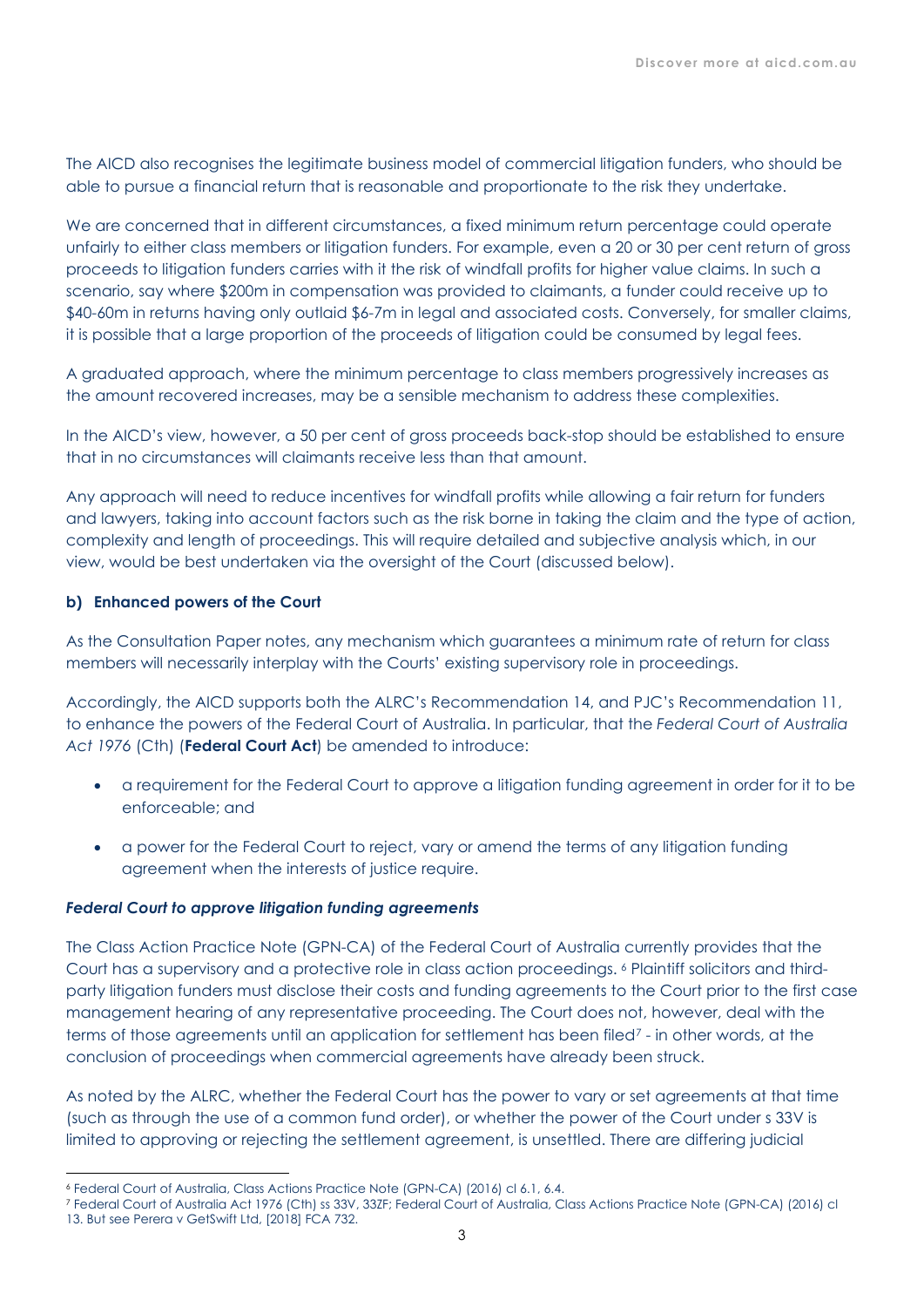The AICD also recognises the legitimate business model of commercial litigation funders, who should be able to pursue a financial return that is reasonable and proportionate to the risk they undertake.

We are concerned that in different circumstances, a fixed minimum return percentage could operate unfairly to either class members or litigation funders. For example, even a 20 or 30 per cent return of gross proceeds to litigation funders carries with it the risk of windfall profits for higher value claims. In such a scenario, say where $200m in compensation was provided to claimants, a funder could receive up to $40-60m in returns having only outlaid $6-7m in legal and associated costs. Conversely, for smaller claims, it is possible that a large proportion of the proceeds of litigation could be consumed by legal fees.

A graduated approach, where the minimum percentage to class members progressively increases as the amount recovered increases, may be a sensible mechanism to address these complexities.

In the AICD's view, however, a 50 per cent of gross proceeds back-stop should be established to ensure that in no circumstances will claimants receive less than that amount.

Any approach will need to reduce incentives for windfall profits while allowing a fair return for funders and lawyers, taking into account factors such as the risk borne in taking the claim and the type of action, complexity and length of proceedings. This will require detailed and subjective analysis which, in our view, would be best undertaken via the oversight of the Court (discussed below).

#### b) Enhanced powers of the Court

As the Consultation Paper notes, any mechanism which guarantees a minimum rate of return for class members will necessarily interplay with the Courts' existing supervisory role in proceedings.

Accordingly, the AICD supports both the ALRC's Recommendation 14, and PJC's Recommendation 11, to enhance the powers of the Federal Court of Australia. In particular, that the *Federal Court of Australia Act 1976* (Cth) (**Federal Court Act**) be amended to introduce:

- a requirement for the Federal Court to approve a litigation funding agreement in order for it to be enforceable; and
- a power for the Federal Court to reject, vary or amend the terms of any litigation funding agreement when the interests of justice require.

***Federal Court to approve litigation funding agreements***

The Class Action Practice Note (GPN-CA) of the Federal Court of Australia currently provides that the Court has a supervisory and a protective role in class action proceedings. [6] Plaintiff solicitors and third-party litigation funders must disclose their costs and funding agreements to the Court prior to the first case management hearing of any representative proceeding. The Court does not, however, deal with the terms of those agreements until an application for settlement has been filed[7] - in other words, at the conclusion of proceedings when commercial agreements have already been struck.

As noted by the ALRC, whether the Federal Court has the power to vary or set agreements at that time (such as through the use of a common fund order), or whether the power of the Court under s 33V is limited to approving or rejecting the settlement agreement, is unsettled. There are differing judicial

---

[6] Federal Court of Australia, Class Actions Practice Note (GPN-CA) (2016) cl 6.1, 6.4.

[7] Federal Court of Australia Act 1976 (Cth) ss 33V, 33ZF; Federal Court of Australia, Class Actions Practice Note (GPN-CA) (2016) cl 13. But see Perera v GetSwift Ltd, [2018] FCA 732.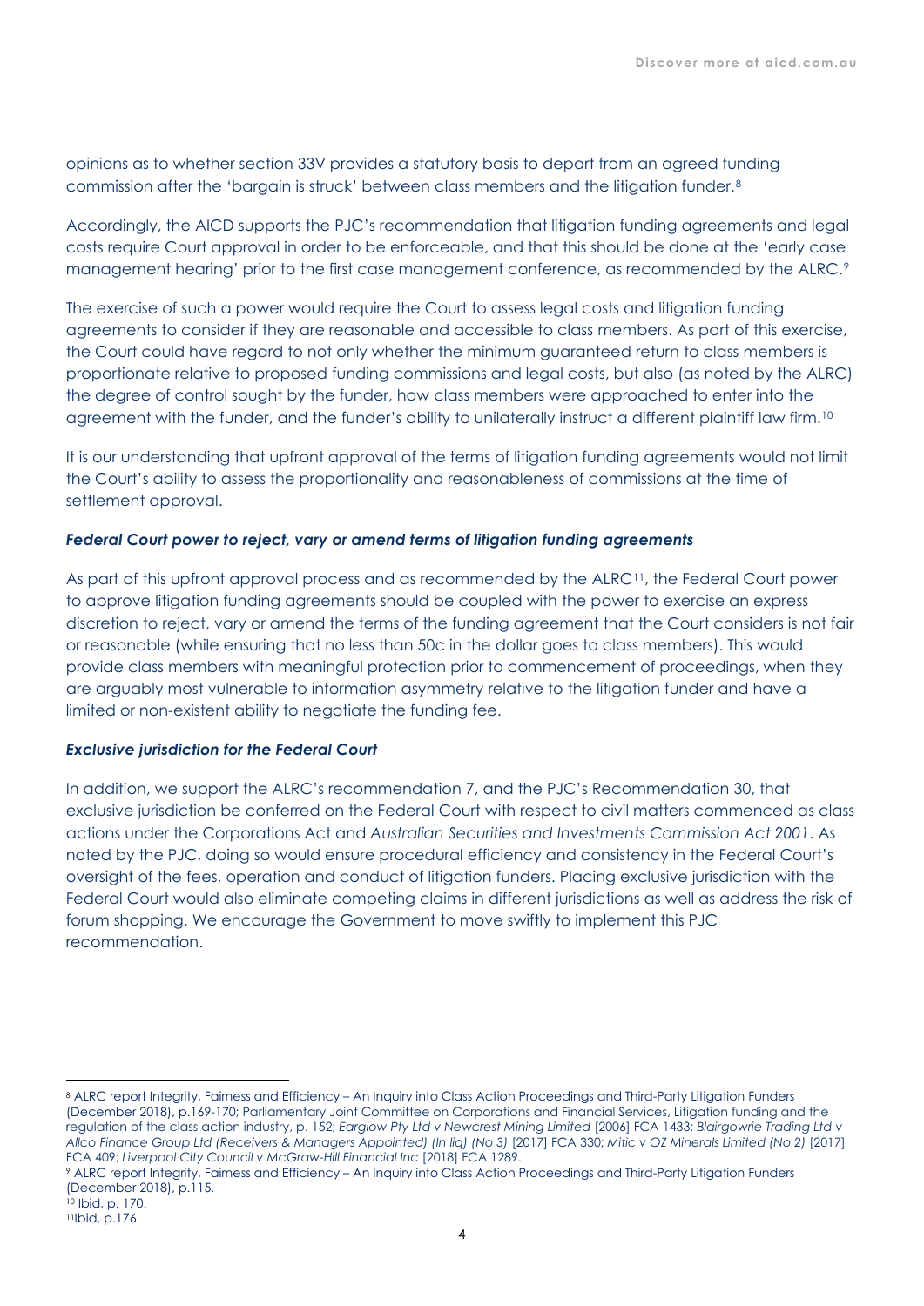opinions as to whether section 33V provides a statutory basis to depart from an agreed funding commission after the 'bargain is struck' between class members and the litigation funder.[8]

Accordingly, the AICD supports the PJC's recommendation that litigation funding agreements and legal costs require Court approval in order to be enforceable, and that this should be done at the 'early case management hearing' prior to the first case management conference, as recommended by the ALRC.[9]

The exercise of such a power would require the Court to assess legal costs and litigation funding agreements to consider if they are reasonable and accessible to class members. As part of this exercise, the Court could have regard to not only whether the minimum guaranteed return to class members is proportionate relative to proposed funding commissions and legal costs, but also (as noted by the ALRC) the degree of control sought by the funder, how class members were approached to enter into the agreement with the funder, and the funder's ability to unilaterally instruct a different plaintiff law firm.[10]

It is our understanding that upfront approval of the terms of litigation funding agreements would not limit the Court's ability to assess the proportionality and reasonableness of commissions at the time of settlement approval.

***Federal Court power to reject, vary or amend terms of litigation funding agreements***

As part of this upfront approval process and as recommended by the ALRC[11], the Federal Court power to approve litigation funding agreements should be coupled with the power to exercise an express discretion to reject, vary or amend the terms of the funding agreement that the Court considers is not fair or reasonable (while ensuring that no less than 50c in the dollar goes to class members). This would provide class members with meaningful protection prior to commencement of proceedings, when they are arguably most vulnerable to information asymmetry relative to the litigation funder and have a limited or non-existent ability to negotiate the funding fee.

***Exclusive jurisdiction for the Federal Court***

In addition, we support the ALRC's recommendation 7, and the PJC's Recommendation 30, that exclusive jurisdiction be conferred on the Federal Court with respect to civil matters commenced as class actions under the Corporations Act and *Australian Securities and Investments Commission Act 2001*. As noted by the PJC, doing so would ensure procedural efficiency and consistency in the Federal Court's oversight of the fees, operation and conduct of litigation funders. Placing exclusive jurisdiction with the Federal Court would also eliminate competing claims in different jurisdictions as well as address the risk of forum shopping. We encourage the Government to move swiftly to implement this PJC recommendation.

---

[8] ALRC report Integrity, Fairness and Efficiency – An Inquiry into Class Action Proceedings and Third-Party Litigation Funders (December 2018), p.169-170; Parliamentary Joint Committee on Corporations and Financial Services, Litigation funding and the regulation of the class action industry, p. 152; *Earglow Pty Ltd v Newcrest Mining Limited* [2006] FCA 1433; *Blairgowrie Trading Ltd v Allco Finance Group Ltd (Receivers & Managers Appointed) (In liq) (No 3)* [2017] FCA 330; *Mitic v OZ Minerals Limited (No 2)* [2017] FCA 409; *Liverpool City Council v McGraw-Hill Financial Inc* [2018] FCA 1289.

[9] ALRC report Integrity, Fairness and Efficiency – An Inquiry into Class Action Proceedings and Third-Party Litigation Funders (December 2018), p.115.

[10] Ibid, p. 170.

[11] Ibid, p.176.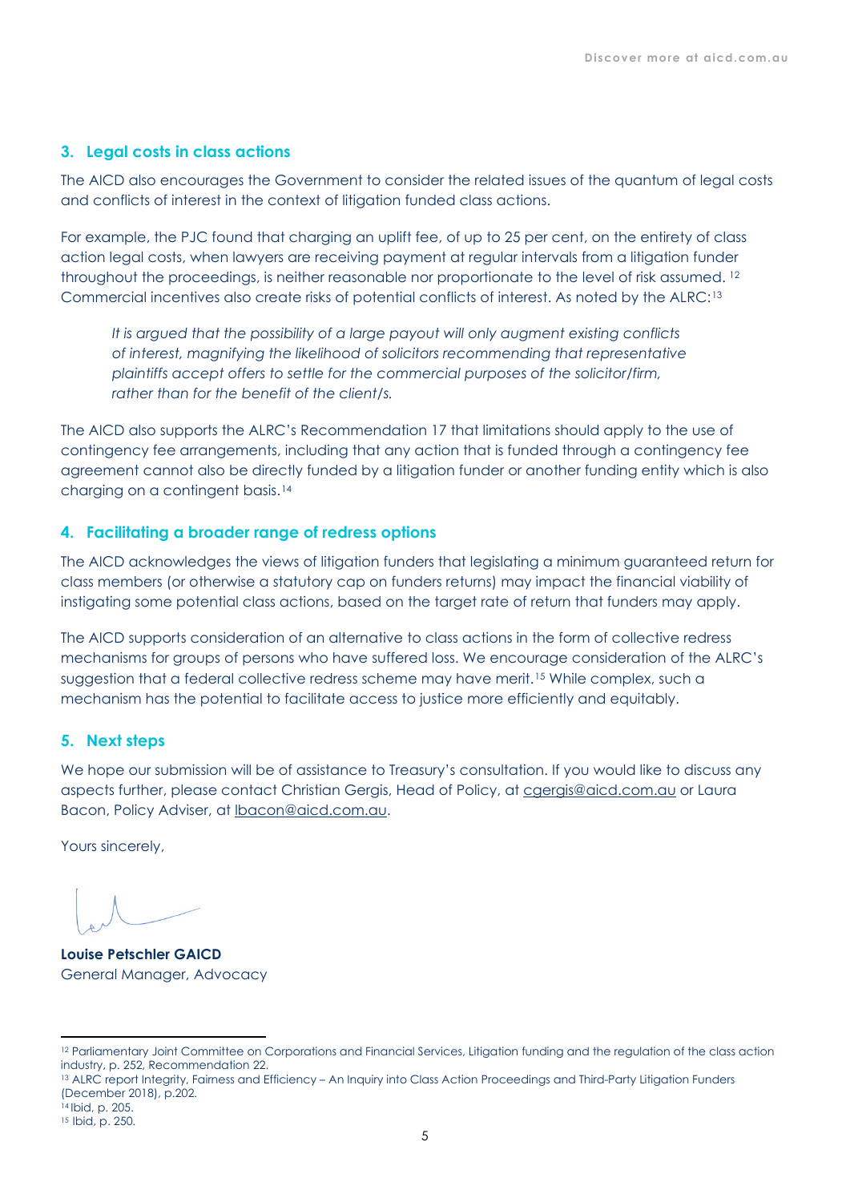## 3. Legal costs in class actions

The AICD also encourages the Government to consider the related issues of the quantum of legal costs and conflicts of interest in the context of litigation funded class actions.

For example, the PJC found that charging an uplift fee, of up to 25 per cent, on the entirety of class action legal costs, when lawyers are receiving payment at regular intervals from a litigation funder throughout the proceedings, is neither reasonable nor proportionate to the level of risk assumed.[12] Commercial incentives also create risks of potential conflicts of interest. As noted by the ALRC:[13]

> *It is argued that the possibility of a large payout will only augment existing conflicts of interest, magnifying the likelihood of solicitors recommending that representative plaintiffs accept offers to settle for the commercial purposes of the solicitor/firm, rather than for the benefit of the client/s.*

The AICD also supports the ALRC's Recommendation 17 that limitations should apply to the use of contingency fee arrangements, including that any action that is funded through a contingency fee agreement cannot also be directly funded by a litigation funder or another funding entity which is also charging on a contingent basis.[14]

## 4. Facilitating a broader range of redress options

The AICD acknowledges the views of litigation funders that legislating a minimum guaranteed return for class members (or otherwise a statutory cap on funders returns) may impact the financial viability of instigating some potential class actions, based on the target rate of return that funders may apply.

The AICD supports consideration of an alternative to class actions in the form of collective redress mechanisms for groups of persons who have suffered loss. We encourage consideration of the ALRC's suggestion that a federal collective redress scheme may have merit.[15] While complex, such a mechanism has the potential to facilitate access to justice more efficiently and equitably.

## 5. Next steps

We hope our submission will be of assistance to Treasury's consultation. If you would like to discuss any aspects further, please contact Christian Gergis, Head of Policy, at cgergis@aicd.com.au or Laura Bacon, Policy Adviser, at lbacon@aicd.com.au.

Yours sincerely,

**Louise Petschler GAICD**
General Manager, Advocacy

---

[12] Parliamentary Joint Committee on Corporations and Financial Services, Litigation funding and the regulation of the class action industry, p. 252, Recommendation 22.

[13] ALRC report Integrity, Fairness and Efficiency – An Inquiry into Class Action Proceedings and Third-Party Litigation Funders (December 2018), p.202.

[14] Ibid, p. 205.

[15] Ibid, p. 250.